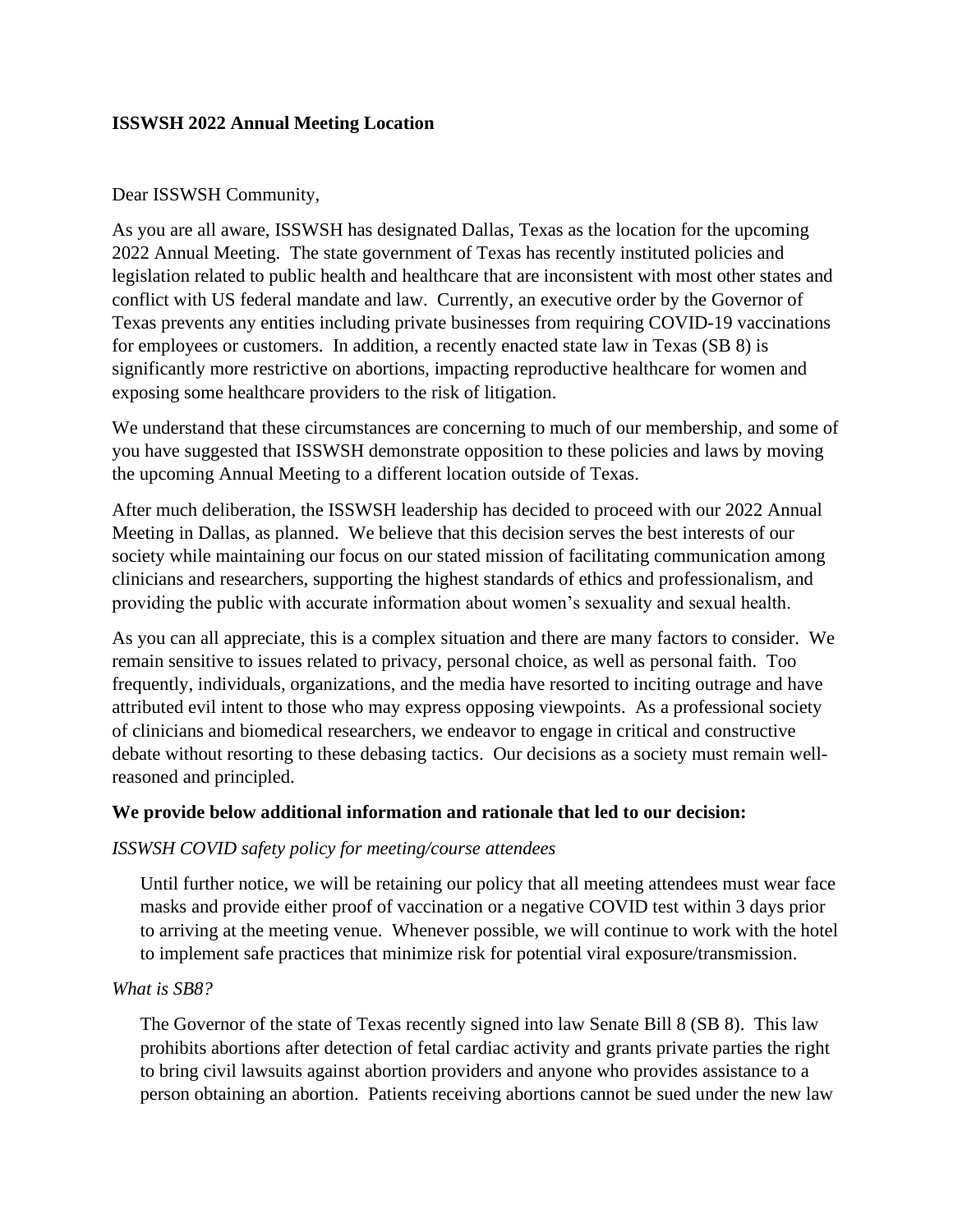**ISSWSH 2022 Annual Meeting Location**

Dear ISSWSH Community,

As you are all aware, ISSWSH has designated Dallas, Texas as the location for the upcoming 2022 Annual Meeting. The state government of Texas has recently instituted policies and legislation related to public health and healthcare that are inconsistent with most other states and conflict with US federal mandate and law. Currently, an executive order by the Governor of Texas prevents any entities including private businesses from requiring COVID-19 vaccinations for employees or customers. In addition, a recently enacted state law in Texas (SB 8) is significantly more restrictive on abortions, impacting reproductive healthcare for women and exposing some healthcare providers to the risk of litigation.

We understand that these circumstances are concerning to much of our membership, and some of you have suggested that ISSWSH demonstrate opposition to these policies and laws by moving the upcoming Annual Meeting to a different location outside of Texas.

After much deliberation, the ISSWSH leadership has decided to proceed with our 2022 Annual Meeting in Dallas, as planned. We believe that this decision serves the best interests of our society while maintaining our focus on our stated mission of facilitating communication among clinicians and researchers, supporting the highest standards of ethics and professionalism, and providing the public with accurate information about women's sexuality and sexual health.

As you can all appreciate, this is a complex situation and there are many factors to consider. We remain sensitive to issues related to privacy, personal choice, as well as personal faith. Too frequently, individuals, organizations, and the media have resorted to inciting outrage and have attributed evil intent to those who may express opposing viewpoints. As a professional society of clinicians and biomedical researchers, we endeavor to engage in critical and constructive debate without resorting to these debasing tactics. Our decisions as a society must remain well-reasoned and principled.

**We provide below additional information and rationale that led to our decision:**

*ISSWSH COVID safety policy for meeting/course attendees*

Until further notice, we will be retaining our policy that all meeting attendees must wear face masks and provide either proof of vaccination or a negative COVID test within 3 days prior to arriving at the meeting venue. Whenever possible, we will continue to work with the hotel to implement safe practices that minimize risk for potential viral exposure/transmission.

*What is SB8?*

The Governor of the state of Texas recently signed into law Senate Bill 8 (SB 8). This law prohibits abortions after detection of fetal cardiac activity and grants private parties the right to bring civil lawsuits against abortion providers and anyone who provides assistance to a person obtaining an abortion. Patients receiving abortions cannot be sued under the new law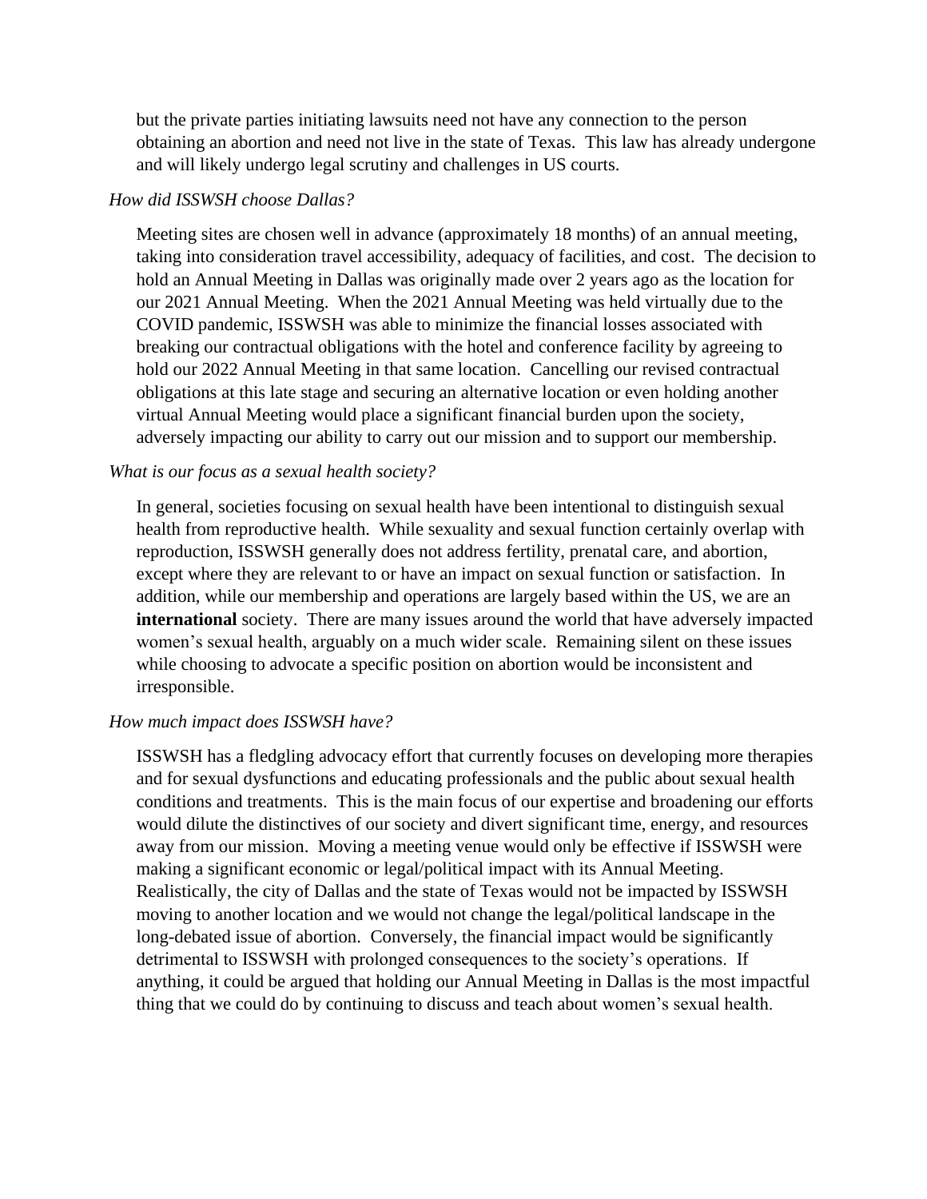but the private parties initiating lawsuits need not have any connection to the person obtaining an abortion and need not live in the state of Texas. This law has already undergone and will likely undergo legal scrutiny and challenges in US courts.

*How did ISSWSH choose Dallas?*

Meeting sites are chosen well in advance (approximately 18 months) of an annual meeting, taking into consideration travel accessibility, adequacy of facilities, and cost. The decision to hold an Annual Meeting in Dallas was originally made over 2 years ago as the location for our 2021 Annual Meeting. When the 2021 Annual Meeting was held virtually due to the COVID pandemic, ISSWSH was able to minimize the financial losses associated with breaking our contractual obligations with the hotel and conference facility by agreeing to hold our 2022 Annual Meeting in that same location. Cancelling our revised contractual obligations at this late stage and securing an alternative location or even holding another virtual Annual Meeting would place a significant financial burden upon the society, adversely impacting our ability to carry out our mission and to support our membership.

*What is our focus as a sexual health society?*

In general, societies focusing on sexual health have been intentional to distinguish sexual health from reproductive health. While sexuality and sexual function certainly overlap with reproduction, ISSWSH generally does not address fertility, prenatal care, and abortion, except where they are relevant to or have an impact on sexual function or satisfaction. In addition, while our membership and operations are largely based within the US, we are an **international** society. There are many issues around the world that have adversely impacted women's sexual health, arguably on a much wider scale. Remaining silent on these issues while choosing to advocate a specific position on abortion would be inconsistent and irresponsible.

*How much impact does ISSWSH have?*

ISSWSH has a fledgling advocacy effort that currently focuses on developing more therapies and for sexual dysfunctions and educating professionals and the public about sexual health conditions and treatments. This is the main focus of our expertise and broadening our efforts would dilute the distinctives of our society and divert significant time, energy, and resources away from our mission. Moving a meeting venue would only be effective if ISSWSH were making a significant economic or legal/political impact with its Annual Meeting. Realistically, the city of Dallas and the state of Texas would not be impacted by ISSWSH moving to another location and we would not change the legal/political landscape in the long-debated issue of abortion. Conversely, the financial impact would be significantly detrimental to ISSWSH with prolonged consequences to the society's operations. If anything, it could be argued that holding our Annual Meeting in Dallas is the most impactful thing that we could do by continuing to discuss and teach about women's sexual health.